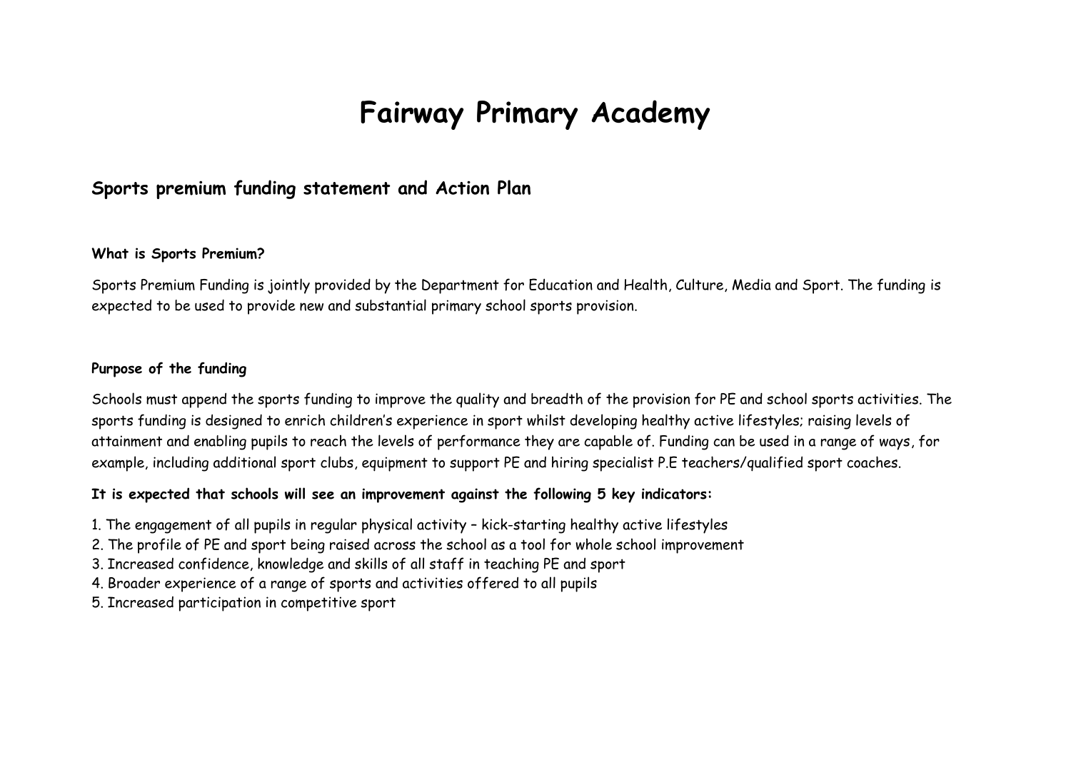# Fairway Primary Academy

## Sports premium funding statement and Action Plan

**What is Sports Premium?**

Sports Premium Funding is jointly provided by the Department for Education and Health, Culture, Media and Sport. The funding is expected to be used to provide new and substantial primary school sports provision.

**Purpose of the funding**

Schools must append the sports funding to improve the quality and breadth of the provision for PE and school sports activities. The sports funding is designed to enrich children's experience in sport whilst developing healthy active lifestyles; raising levels of attainment and enabling pupils to reach the levels of performance they are capable of. Funding can be used in a range of ways, for example, including additional sport clubs, equipment to support PE and hiring specialist P.E teachers/qualified sport coaches.

**It is expected that schools will see an improvement against the following 5 key indicators:**

1. The engagement of all pupils in regular physical activity – kick-starting healthy active lifestyles
2. The profile of PE and sport being raised across the school as a tool for whole school improvement
3. Increased confidence, knowledge and skills of all staff in teaching PE and sport
4. Broader experience of a range of sports and activities offered to all pupils
5. Increased participation in competitive sport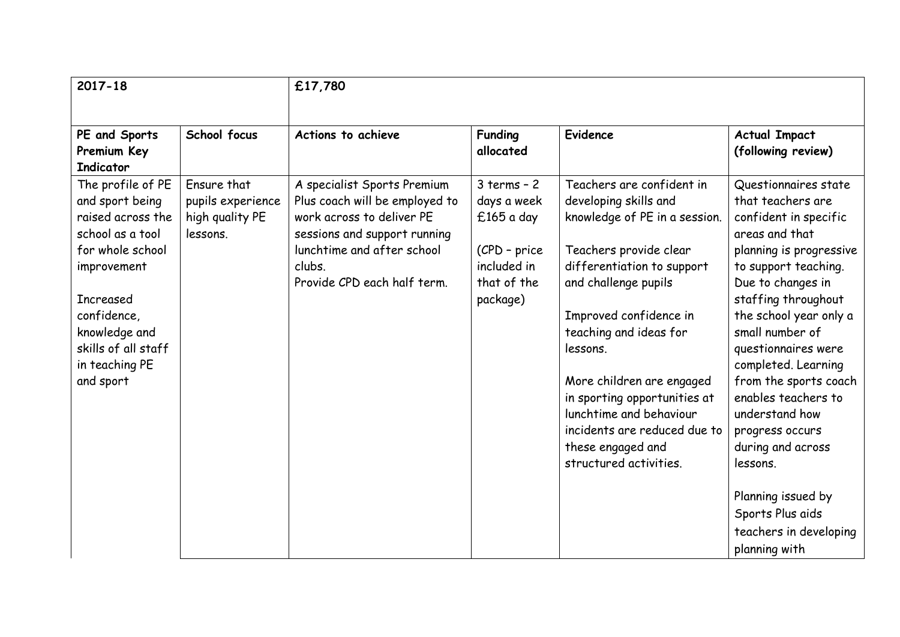| 2017-18 | | £17,780 | | | |
|---|---|---|---|---|---|
| **PE and Sports Premium Key Indicator** | **School focus** | **Actions to achieve** | **Funding allocated** | **Evidence** | **Actual Impact (following review)** |
| The profile of PE and sport being raised across the school as a tool for whole school improvement<br><br>Increased confidence, knowledge and skills of all staff in teaching PE and sport | Ensure that pupils experience high quality PE lessons. | A specialist Sports Premium Plus coach will be employed to work across to deliver PE sessions and support running lunchtime and after school clubs.<br>Provide CPD each half term. | 3 terms – 2 days a week £165 a day<br><br>(CPD – price included in that of the package) | Teachers are confident in developing skills and knowledge of PE in a session.<br><br>Teachers provide clear differentiation to support and challenge pupils<br><br>Improved confidence in teaching and ideas for lessons.<br><br>More children are engaged in sporting opportunities at lunchtime and behaviour incidents are reduced due to these engaged and structured activities. | Questionnaires state that teachers are confident in specific areas and that planning is progressive to support teaching. Due to changes in staffing throughout the school year only a small number of questionnaires were completed. Learning from the sports coach enables teachers to understand how progress occurs during and across lessons.<br><br>Planning issued by Sports Plus aids teachers in developing planning with |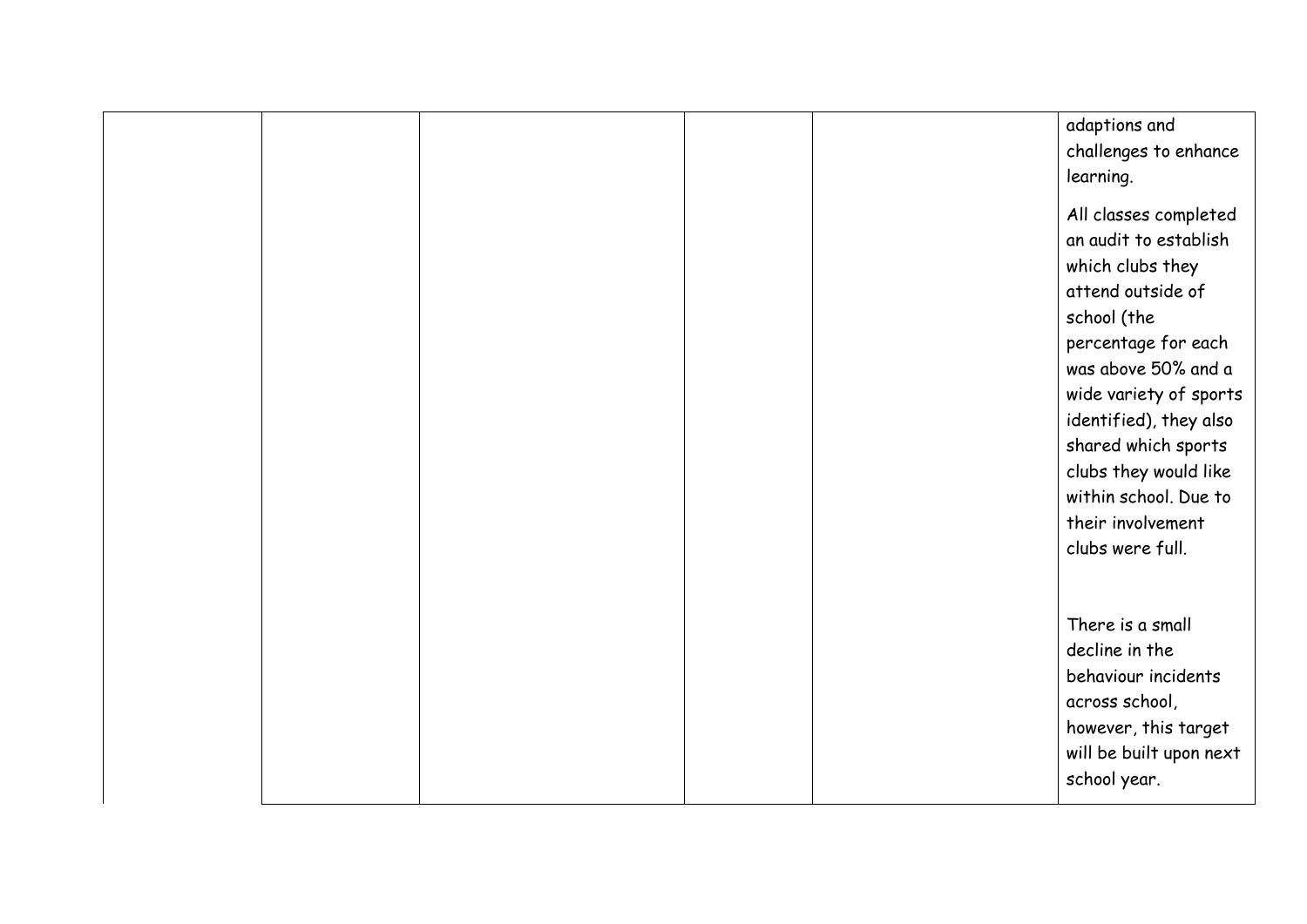| | | | | | |
|---|---|---|---|---|---|
| | | | | | adaptions and challenges to enhance learning.<br><br>All classes completed an audit to establish which clubs they attend outside of school (the percentage for each was above 50% and a wide variety of sports identified), they also shared which sports clubs they would like within school. Due to their involvement clubs were full.<br><br>There is a small decline in the behaviour incidents across school, however, this target will be built upon next school year. |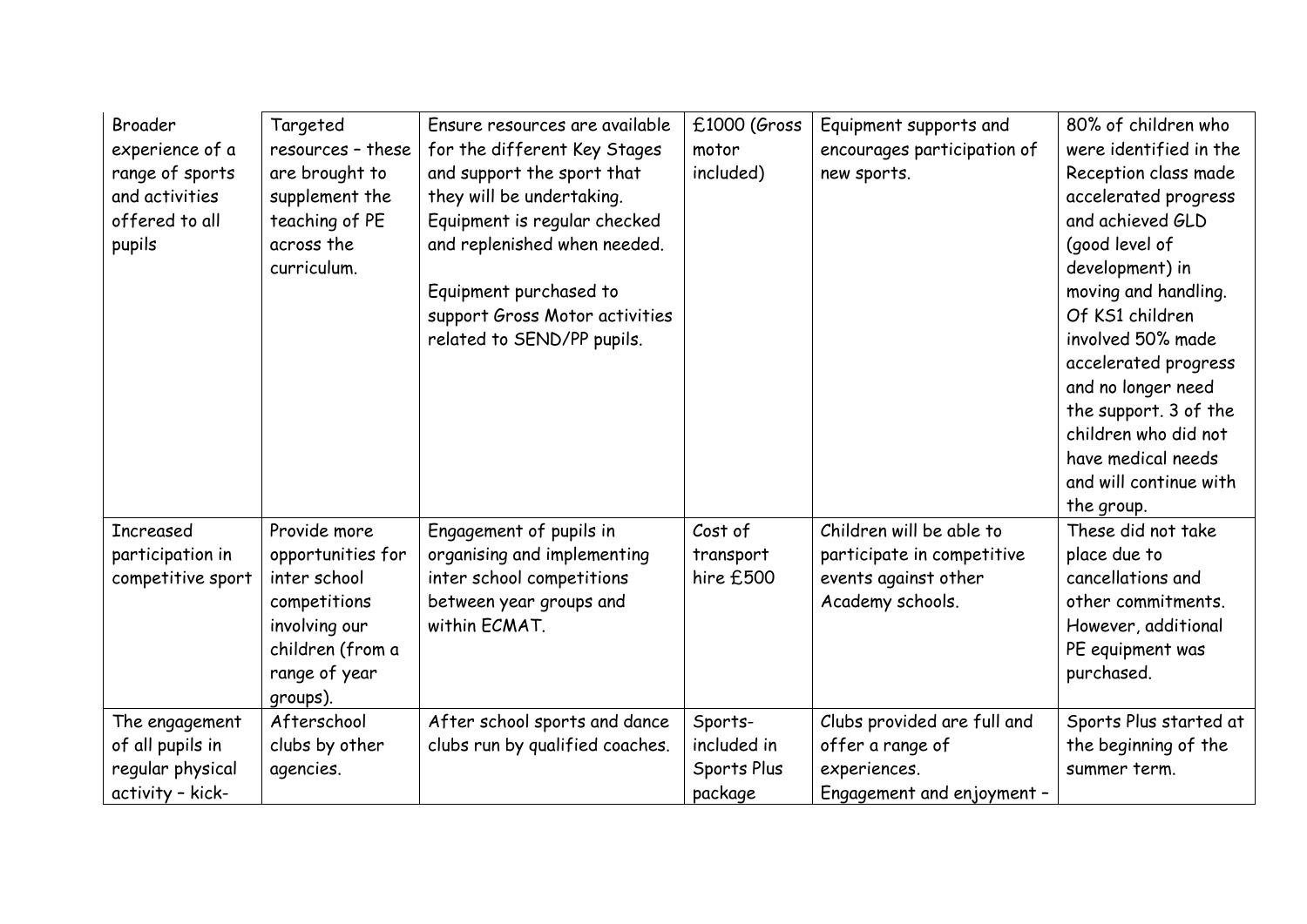| | | | | | |
|---|---|---|---|---|---|
| Broader experience of a range of sports and activities offered to all pupils | Targeted resources – these are brought to supplement the teaching of PE across the curriculum. | Ensure resources are available for the different Key Stages and support the sport that they will be undertaking. Equipment is regular checked and replenished when needed.<br><br>Equipment purchased to support Gross Motor activities related to SEND/PP pupils. | £1000 (Gross motor included) | Equipment supports and encourages participation of new sports. | 80% of children who were identified in the Reception class made accelerated progress and achieved GLD (good level of development) in moving and handling. Of KS1 children involved 50% made accelerated progress and no longer need the support. 3 of the children who did not have medical needs and will continue with the group. |
| Increased participation in competitive sport | Provide more opportunities for inter school competitions involving our children (from a range of year groups). | Engagement of pupils in organising and implementing inter school competitions between year groups and within ECMAT. | Cost of transport hire £500 | Children will be able to participate in competitive events against other Academy schools. | These did not take place due to cancellations and other commitments. However, additional PE equipment was purchased. |
| The engagement of all pupils in regular physical activity – kick- | Afterschool clubs by other agencies. | After school sports and dance clubs run by qualified coaches. | Sports- included in Sports Plus package | Clubs provided are full and offer a range of experiences.<br>Engagement and enjoyment – | Sports Plus started at the beginning of the summer term. |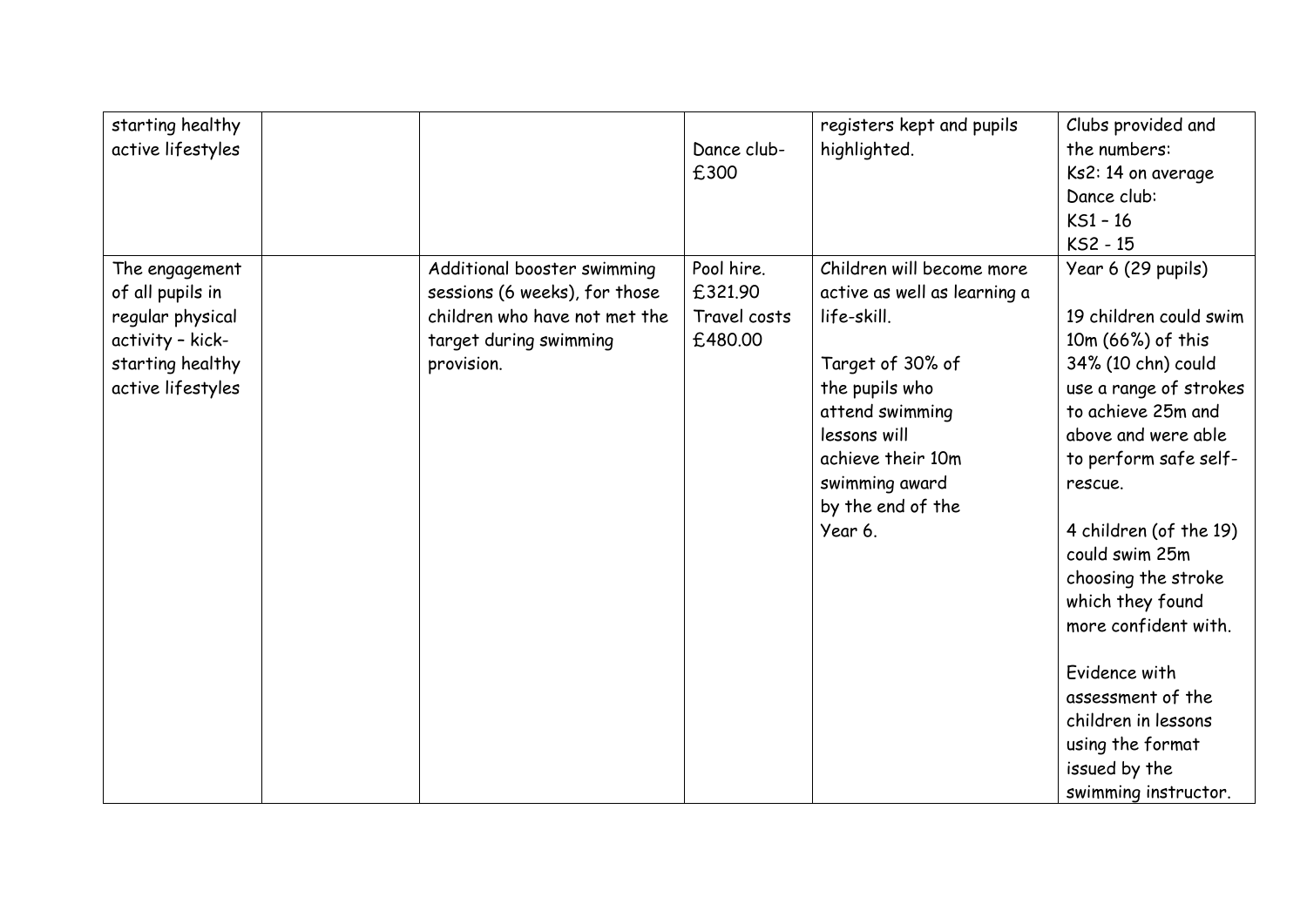| | | | | | |
|---|---|---|---|---|---|
| starting healthy active lifestyles | | | Dance club- £300 | registers kept and pupils highlighted. | Clubs provided and the numbers:<br>Ks2: 14 on average<br>Dance club:<br>KS1 – 16<br>KS2 - 15 |
| The engagement of all pupils in regular physical activity – kick-starting healthy active lifestyles | | Additional booster swimming sessions (6 weeks), for those children who have not met the target during swimming provision. | Pool hire. £321.90<br>Travel costs £480.00 | Children will become more active as well as learning a life-skill.<br><br>Target of 30% of the pupils who attend swimming lessons will achieve their 10m swimming award by the end of the Year 6. | Year 6 (29 pupils)<br><br>19 children could swim 10m (66%) of this 34% (10 chn) could use a range of strokes to achieve 25m and above and were able to perform safe self-rescue.<br><br>4 children (of the 19) could swim 25m choosing the stroke which they found more confident with.<br><br>Evidence with assessment of the children in lessons using the format issued by the swimming instructor. |